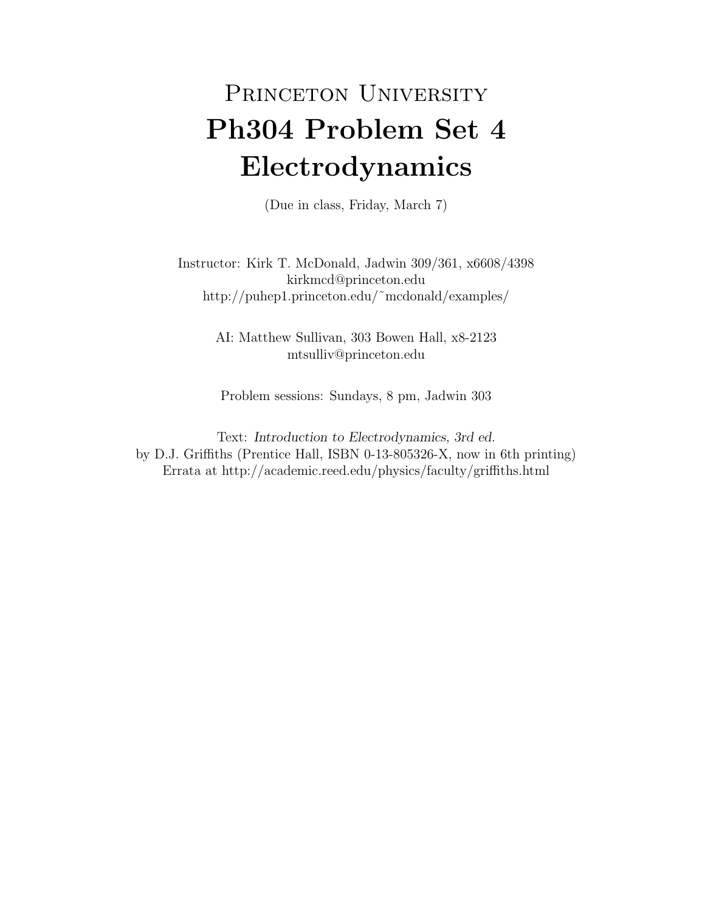# Princeton University

# Ph304 Problem Set 4

# Electrodynamics

(Due in class, Friday, March 7)

Instructor: Kirk T. McDonald, Jadwin 309/361, x6608/4398
kirkmcd@princeton.edu
http://puhep1.princeton.edu/~mcdonald/examples/

AI: Matthew Sullivan, 303 Bowen Hall, x8-2123
mtsulliv@princeton.edu

Problem sessions: Sundays, 8 pm, Jadwin 303

Text: *Introduction to Electrodynamics, 3rd ed.*
by D.J. Griffiths (Prentice Hall, ISBN 0-13-805326-X, now in 6th printing)
Errata at http://academic.reed.edu/physics/faculty/griffiths.html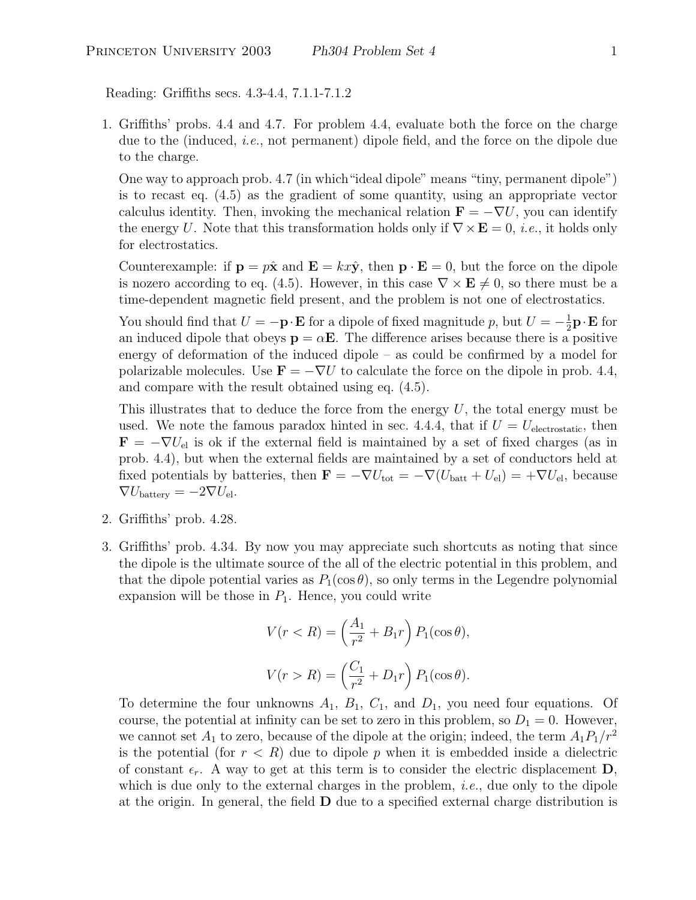Reading: Griffiths secs. 4.3-4.4, 7.1.1-7.1.2

1. Griffiths' probs. 4.4 and 4.7. For problem 4.4, evaluate both the force on the charge due to the (induced, *i.e.*, not permanent) dipole field, and the force on the dipole due to the charge.

   One way to approach prob. 4.7 (in which "ideal dipole" means "tiny, permanent dipole") is to recast eq. (4.5) as the gradient of some quantity, using an appropriate vector calculus identity. Then, invoking the mechanical relation $\mathbf{F} = -\nabla U$, you can identify the energy $U$. Note that this transformation holds only if $\nabla \times \mathbf{E} = 0$, *i.e.*, it holds only for electrostatics.

   Counterexample: if $\mathbf{p} = p\hat{\mathbf{x}}$ and $\mathbf{E} = kx\hat{\mathbf{y}}$, then $\mathbf{p} \cdot \mathbf{E} = 0$, but the force on the dipole is nozero according to eq. (4.5). However, in this case $\nabla \times \mathbf{E} \neq 0$, so there must be a time-dependent magnetic field present, and the problem is not one of electrostatics.

   You should find that $U = -\mathbf{p} \cdot \mathbf{E}$ for a dipole of fixed magnitude $p$, but $U = -\frac{1}{2}\mathbf{p} \cdot \mathbf{E}$ for an induced dipole that obeys $\mathbf{p} = \alpha\mathbf{E}$. The difference arises because there is a positive energy of deformation of the induced dipole – as could be confirmed by a model for polarizable molecules. Use $\mathbf{F} = -\nabla U$ to calculate the force on the dipole in prob. 4.4, and compare with the result obtained using eq. (4.5).

   This illustrates that to deduce the force from the energy $U$, the total energy must be used. We note the famous paradox hinted in sec. 4.4.4, that if $U = U_{\text{electrostatic}}$, then $\mathbf{F} = -\nabla U_{\text{el}}$ is ok if the external field is maintained by a set of fixed charges (as in prob. 4.4), but when the external fields are maintained by a set of conductors held at fixed potentials by batteries, then $\mathbf{F} = -\nabla U_{\text{tot}} = -\nabla(U_{\text{batt}} + U_{\text{el}}) = +\nabla U_{\text{el}}$, because $\nabla U_{\text{battery}} = -2\nabla U_{\text{el}}$.

2. Griffiths' prob. 4.28.

3. Griffiths' prob. 4.34. By now you may appreciate such shortcuts as noting that since the dipole is the ultimate source of the all of the electric potential in this problem, and that the dipole potential varies as $P_1(\cos\theta)$, so only terms in the Legendre polynomial expansion will be those in $P_1$. Hence, you could write

$$V(r < R) = \left(\frac{A_1}{r^2} + B_1 r\right) P_1(\cos\theta),$$

$$V(r > R) = \left(\frac{C_1}{r^2} + D_1 r\right) P_1(\cos\theta).$$

   To determine the four unknowns $A_1$, $B_1$, $C_1$, and $D_1$, you need four equations. Of course, the potential at infinity can be set to zero in this problem, so $D_1 = 0$. However, we cannot set $A_1$ to zero, because of the dipole at the origin; indeed, the term $A_1 P_1/r^2$ is the potential (for $r < R$) due to dipole $p$ when it is embedded inside a dielectric of constant $\epsilon_r$. A way to get at this term is to consider the electric displacement $\mathbf{D}$, which is due only to the external charges in the problem, *i.e.*, due only to the dipole at the origin. In general, the field $\mathbf{D}$ due to a specified external charge distribution is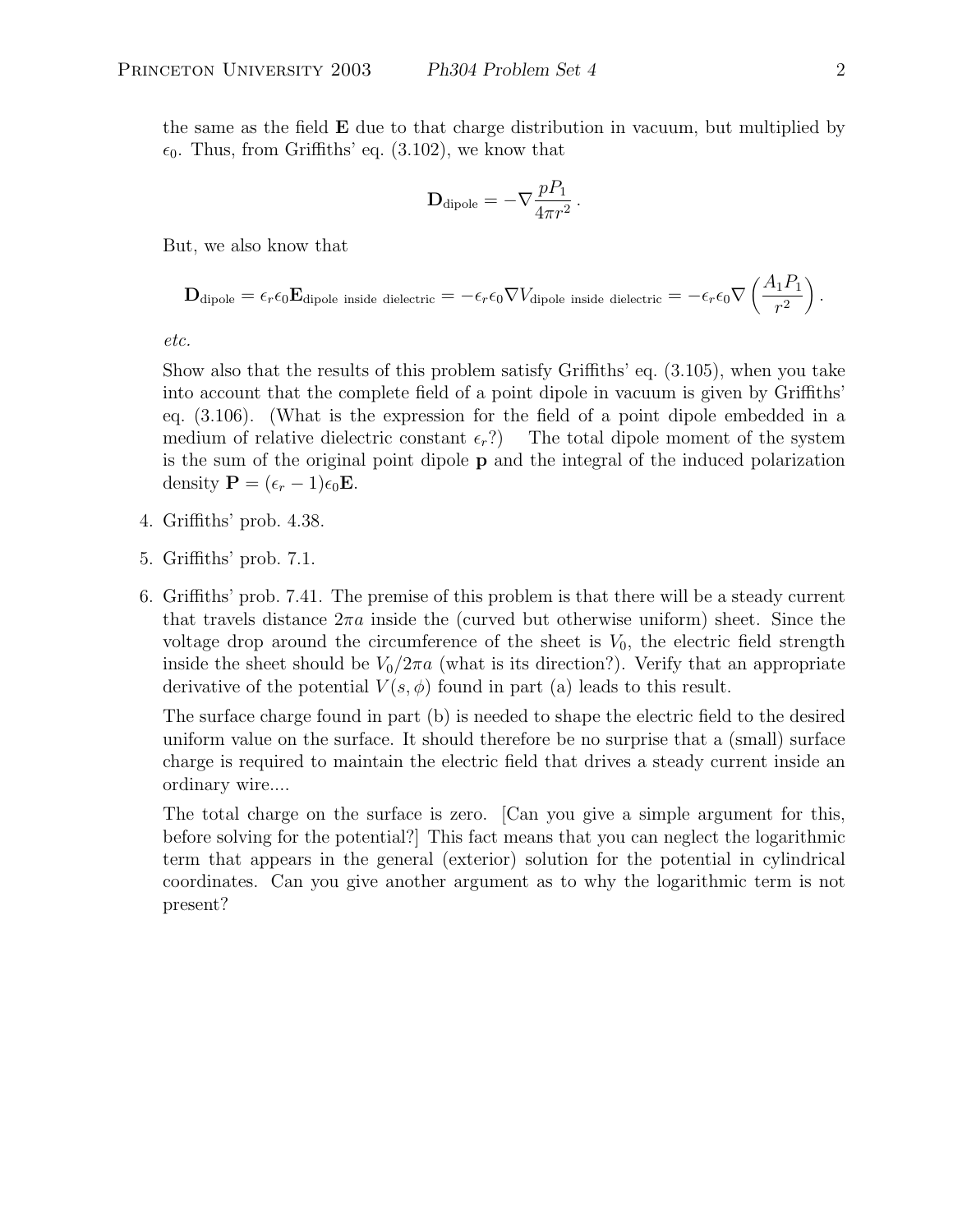the same as the field $\mathbf{E}$ due to that charge distribution in vacuum, but multiplied by $\epsilon_0$. Thus, from Griffiths' eq. (3.102), we know that

$$\mathbf{D}_{\text{dipole}} = -\nabla \frac{pP_1}{4\pi r^2} \, .$$

But, we also know that

$$\mathbf{D}_{\text{dipole}} = \epsilon_r \epsilon_0 \mathbf{E}_{\text{dipole inside dielectric}} = -\epsilon_r \epsilon_0 \nabla V_{\text{dipole inside dielectric}} = -\epsilon_r \epsilon_0 \nabla \left( \frac{A_1 P_1}{r^2} \right) .$$

*etc.*

Show also that the results of this problem satisfy Griffiths' eq. (3.105), when you take into account that the complete field of a point dipole in vacuum is given by Griffiths' eq. (3.106). (What is the expression for the field of a point dipole embedded in a medium of relative dielectric constant $\epsilon_r$?) The total dipole moment of the system is the sum of the original point dipole $\mathbf{p}$ and the integral of the induced polarization density $\mathbf{P} = (\epsilon_r - 1)\epsilon_0 \mathbf{E}$.

4. Griffiths' prob. 4.38.

5. Griffiths' prob. 7.1.

6. Griffiths' prob. 7.41. The premise of this problem is that there will be a steady current that travels distance $2\pi a$ inside the (curved but otherwise uniform) sheet. Since the voltage drop around the circumference of the sheet is $V_0$, the electric field strength inside the sheet should be $V_0/2\pi a$ (what is its direction?). Verify that an appropriate derivative of the potential $V(s, \phi)$ found in part (a) leads to this result.

   The surface charge found in part (b) is needed to shape the electric field to the desired uniform value on the surface. It should therefore be no surprise that a (small) surface charge is required to maintain the electric field that drives a steady current inside an ordinary wire....

   The total charge on the surface is zero. [Can you give a simple argument for this, before solving for the potential?] This fact means that you can neglect the logarithmic term that appears in the general (exterior) solution for the potential in cylindrical coordinates. Can you give another argument as to why the logarithmic term is not present?